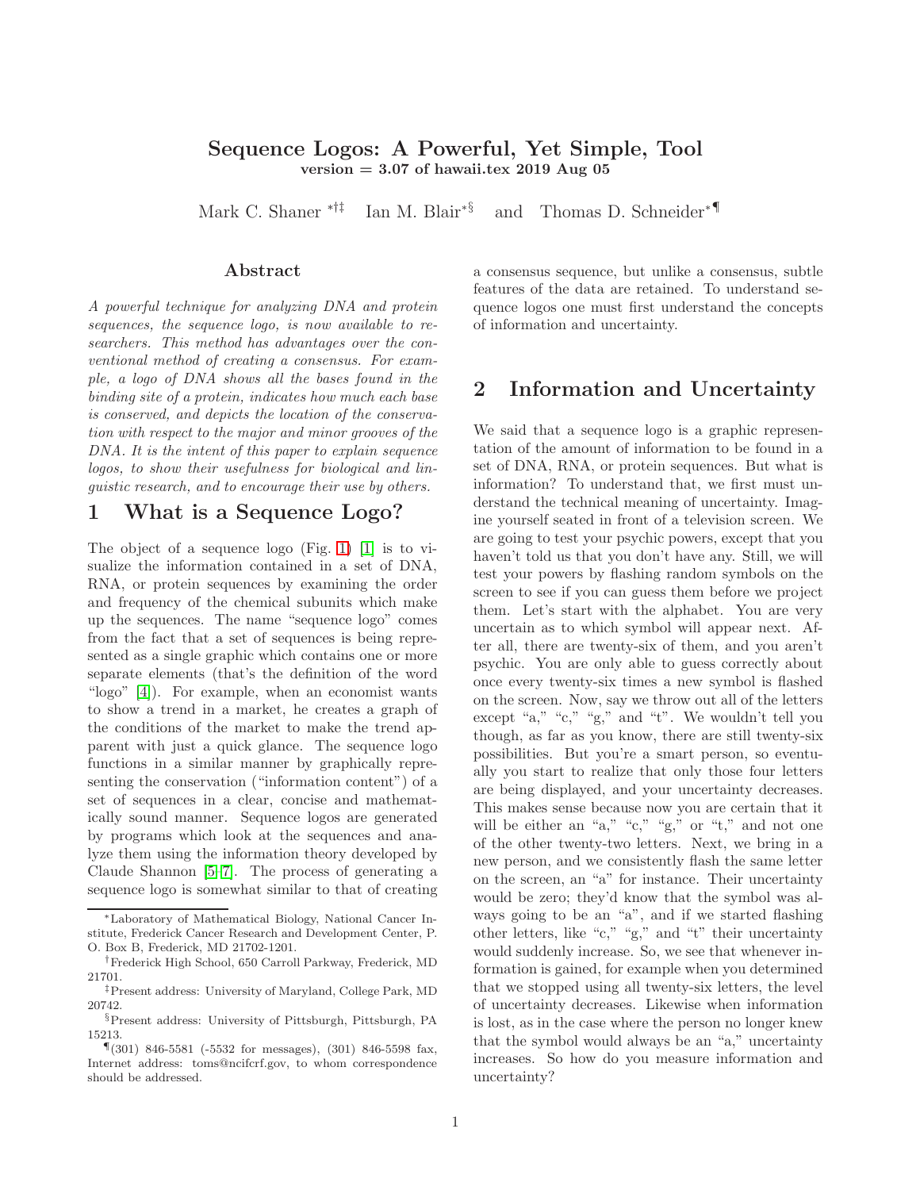# Sequence Logos: A Powerful, Yet Simple, Tool

**version = 3.07 of hawaii.tex 2019 Aug 05**

Mark C. Shaner [*†‡] Ian M. Blair [*§] and Thomas D. Schneider [*¶]

## Abstract

*A powerful technique for analyzing DNA and protein sequences, the sequence logo, is now available to researchers. This method has advantages over the conventional method of creating a consensus. For example, a logo of DNA shows all the bases found in the binding site of a protein, indicates how much each base is conserved, and depicts the location of the conservation with respect to the major and minor grooves of the DNA. It is the intent of this paper to explain sequence logos, to show their usefulness for biological and linguistic research, and to encourage their use by others.*

## 1 What is a Sequence Logo?

The object of a sequence logo (Fig. 1) [1] is to visualize the information contained in a set of DNA, RNA, or protein sequences by examining the order and frequency of the chemical subunits which make up the sequences. The name "sequence logo" comes from the fact that a set of sequences is being represented as a single graphic which contains one or more separate elements (that's the definition of the word "logo" [4]). For example, when an economist wants to show a trend in a market, he creates a graph of the conditions of the market to make the trend apparent with just a quick glance. The sequence logo functions in a similar manner by graphically representing the conservation ("information content") of a set of sequences in a clear, concise and mathematically sound manner. Sequence logos are generated by programs which look at the sequences and analyze them using the information theory developed by Claude Shannon [5–7]. The process of generating a sequence logo is somewhat similar to that of creating a consensus sequence, but unlike a consensus, subtle features of the data are retained. To understand sequence logos one must first understand the concepts of information and uncertainty.

## 2 Information and Uncertainty

We said that a sequence logo is a graphic representation of the amount of information to be found in a set of DNA, RNA, or protein sequences. But what is information? To understand that, we first must understand the technical meaning of uncertainty. Imagine yourself seated in front of a television screen. We are going to test your psychic powers, except that you haven't told us that you don't have any. Still, we will test your powers by flashing random symbols on the screen to see if you can guess them before we project them. Let's start with the alphabet. You are very uncertain as to which symbol will appear next. After all, there are twenty-six of them, and you aren't psychic. You are only able to guess correctly about once every twenty-six times a new symbol is flashed on the screen. Now, say we throw out all of the letters except "a," "c," "g," and "t". We wouldn't tell you though, as far as you know, there are still twenty-six possibilities. But you're a smart person, so eventually you start to realize that only those four letters are being displayed, and your uncertainty decreases. This makes sense because now you are certain that it will be either an "a," "c," "g," or "t," and not one of the other twenty-two letters. Next, we bring in a new person, and we consistently flash the same letter on the screen, an "a" for instance. Their uncertainty would be zero; they'd know that the symbol was always going to be an "a", and if we started flashing other letters, like "c," "g," and "t" their uncertainty would suddenly increase. So, we see that whenever information is gained, for example when you determined that we stopped using all twenty-six letters, the level of uncertainty decreases. Likewise when information is lost, as in the case where the person no longer knew that the symbol would always be an "a," uncertainty increases. So how do you measure information and uncertainty?

---

[*] Laboratory of Mathematical Biology, National Cancer Institute, Frederick Cancer Research and Development Center, P. O. Box B, Frederick, MD 21702-1201.

[†] Frederick High School, 650 Carroll Parkway, Frederick, MD 21701.

[‡] Present address: University of Maryland, College Park, MD 20742.

[§] Present address: University of Pittsburgh, Pittsburgh, PA 15213.

[¶] (301) 846-5581 (-5532 for messages), (301) 846-5598 fax, Internet address: toms@ncifcrf.gov, to whom correspondence should be addressed.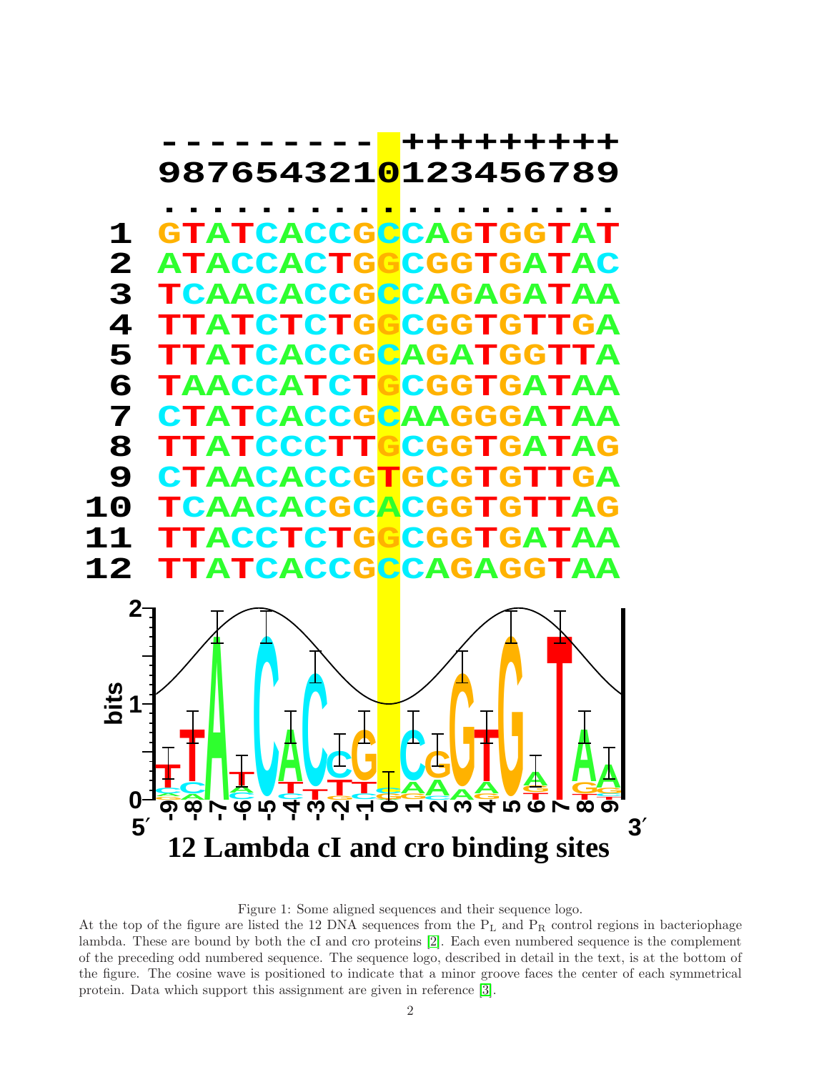```
- - - - - - - - - +++++++++
987654321012345678 9

1  GTATCACCGCCAGTGGTAT
2  ATACCACTGGCGGTGATAC
3  TCAACACCGCCAGAGATAA
4  TTATCTCTGGCGGTGTTGA
5  TTATCACCGCAGATGGTTA
6  TAACCATCTGCGGTGATAA
7  CTATCACCGCAAGGGATAA
8  TTATCCCTTGCGGTGATAG
9  CTAACACCGTGCGTGTTGA
10 TCAACACGCACGGTGTTAG
11 TTACCTCTGGCGGTGATAA
12 TTATCACCGCCAGAGGTAA
```

**12 Lambda cI and cro binding sites**

Figure 1: Some aligned sequences and their sequence logo.
At the top of the figure are listed the 12 DNA sequences from the $P_L$ and $P_R$ control regions in bacteriophage lambda. These are bound by both the cI and cro proteins [2]. Each even numbered sequence is the complement of the preceding odd numbered sequence. The sequence logo, described in detail in the text, is at the bottom of the figure. The cosine wave is positioned to indicate that a minor groove faces the center of each symmetrical protein. Data which support this assignment are given in reference [3].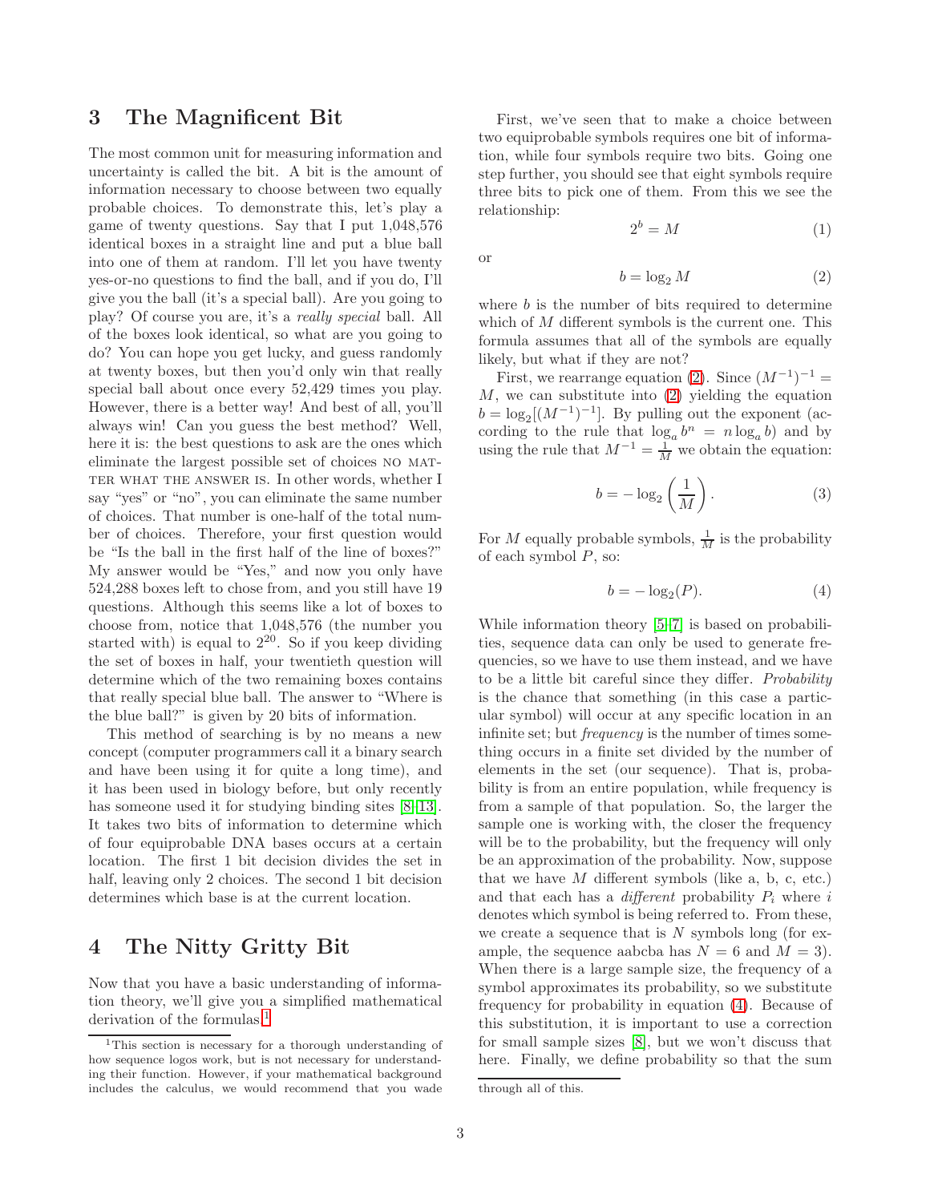## 3 The Magnificent Bit

The most common unit for measuring information and uncertainty is called the bit. A bit is the amount of information necessary to choose between two equally probable choices. To demonstrate this, let's play a game of twenty questions. Say that I put 1,048,576 identical boxes in a straight line and put a blue ball into one of them at random. I'll let you have twenty yes-or-no questions to find the ball, and if you do, I'll give you the ball (it's a special ball). Are you going to play? Of course you are, it's a *really special* ball. All of the boxes look identical, so what are you going to do? You can hope you get lucky, and guess randomly at twenty boxes, but then you'd only win that really special ball about once every 52,429 times you play. However, there is a better way! And best of all, you'll always win! Can you guess the best method? Well, here it is: the best questions to ask are the ones which eliminate the largest possible set of choices NO MATTER WHAT THE ANSWER IS. In other words, whether I say "yes" or "no", you can eliminate the same number of choices. That number is one-half of the total number of choices. Therefore, your first question would be "Is the ball in the first half of the line of boxes?" My answer would be "Yes," and now you only have 524,288 boxes left to chose from, and you still have 19 questions. Although this seems like a lot of boxes to choose from, notice that 1,048,576 (the number you started with) is equal to $2^{20}$. So if you keep dividing the set of boxes in half, your twentieth question will determine which of the two remaining boxes contains that really special blue ball. The answer to "Where is the blue ball?" is given by 20 bits of information.

This method of searching is by no means a new concept (computer programmers call it a binary search and have been using it for quite a long time), and it has been used in biology before, but only recently has someone used it for studying binding sites [8–13]. It takes two bits of information to determine which of four equiprobable DNA bases occurs at a certain location. The first 1 bit decision divides the set in half, leaving only 2 choices. The second 1 bit decision determines which base is at the current location.

## 4 The Nitty Gritty Bit

Now that you have a basic understanding of information theory, we'll give you a simplified mathematical derivation of the formulas.[1]

First, we've seen that to make a choice between two equiprobable symbols requires one bit of information, while four symbols require two bits. Going one step further, you should see that eight symbols require three bits to pick one of them. From this we see the relationship:

$$2^b = M \tag{1}$$

or

$$b = \log_2 M \tag{2}$$

where $b$ is the number of bits required to determine which of $M$ different symbols is the current one. This formula assumes that all of the symbols are equally likely, but what if they are not?

First, we rearrange equation (2). Since $(M^{-1})^{-1} = M$, we can substitute into (2) yielding the equation $b = \log_2[(M^{-1})^{-1}]$. By pulling out the exponent (according to the rule that $\log_a b^n = n \log_a b$) and by using the rule that $M^{-1} = \frac{1}{M}$ we obtain the equation:

$$b = -\log_2\left(\frac{1}{M}\right). \tag{3}$$

For $M$ equally probable symbols, $\frac{1}{M}$ is the probability of each symbol $P$, so:

$$b = -\log_2(P). \tag{4}$$

While information theory [5–7] is based on probabilities, sequence data can only be used to generate frequencies, so we have to use them instead, and we have to be a little bit careful since they differ. *Probability* is the chance that something (in this case a particular symbol) will occur at any specific location in an infinite set; but *frequency* is the number of times something occurs in a finite set divided by the number of elements in the set (our sequence). That is, probability is from an entire population, while frequency is from a sample of that population. So, the larger the sample one is working with, the closer the frequency will be to the probability, but the frequency will only be an approximation of the probability. Now, suppose that we have $M$ different symbols (like a, b, c, etc.) and that each has a *different* probability $P_i$ where $i$ denotes which symbol is being referred to. From these, we create a sequence that is $N$ symbols long (for example, the sequence aabcba has $N = 6$ and $M = 3$). When there is a large sample size, the frequency of a symbol approximates its probability, so we substitute frequency for probability in equation (4). Because of this substitution, it is important to use a correction for small sample sizes [8], but we won't discuss that here. Finally, we define probability so that the sum

[1] This section is necessary for a thorough understanding of how sequence logos work, but is not necessary for understanding their function. However, if your mathematical background includes the calculus, we would recommend that you wade through all of this.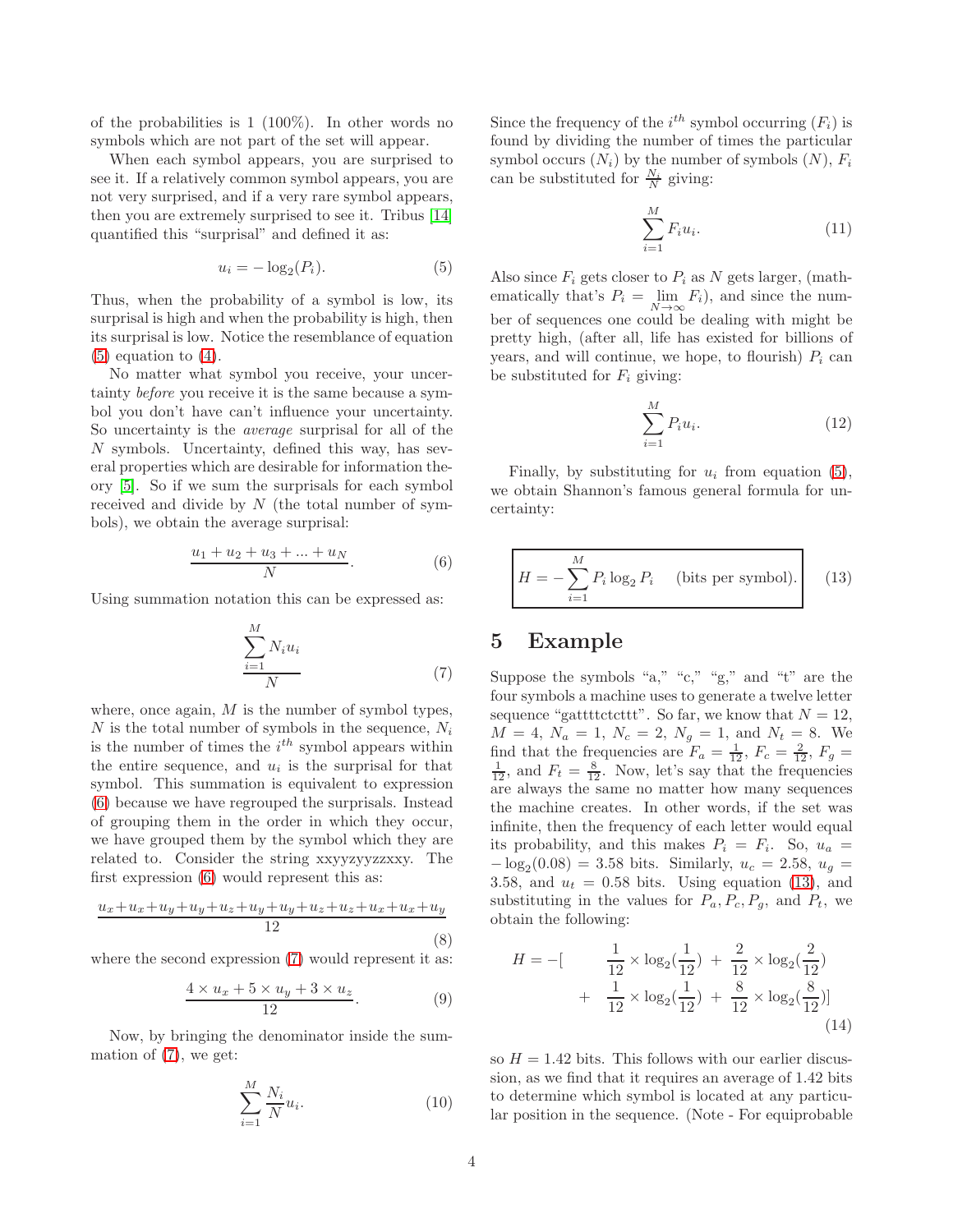of the probabilities is 1 (100%). In other words no symbols which are not part of the set will appear.

When each symbol appears, you are surprised to see it. If a relatively common symbol appears, you are not very surprised, and if a very rare symbol appears, then you are extremely surprised to see it. Tribus [14] quantified this "surprisal" and defined it as:

$$u_i = -\log_2(P_i). \tag{5}$$

Thus, when the probability of a symbol is low, its surprisal is high and when the probability is high, then its surprisal is low. Notice the resemblance of equation (5) equation to (4).

No matter what symbol you receive, your uncertainty *before* you receive it is the same because a symbol you don't have can't influence your uncertainty. So uncertainty is the *average* surprisal for all of the $N$ symbols. Uncertainty, defined this way, has several properties which are desirable for information theory [5]. So if we sum the surprisals for each symbol received and divide by $N$ (the total number of symbols), we obtain the average surprisal:

$$\frac{u_1 + u_2 + u_3 + ... + u_N}{N}. \tag{6}$$

Using summation notation this can be expressed as:

$$\frac{\sum_{i=1}^{M} N_i u_i}{N} \tag{7}$$

where, once again, $M$ is the number of symbol types, $N$ is the total number of symbols in the sequence, $N_i$ is the number of times the $i^{th}$ symbol appears within the entire sequence, and $u_i$ is the surprisal for that symbol. This summation is equivalent to expression (6) because we have regrouped the surprisals. Instead of grouping them in the order in which they occur, we have grouped them by the symbol which they are related to. Consider the string xxyyzyyzzxxy. The first expression (6) would represent this as:

$$\frac{u_x+u_x+u_y+u_y+u_z+u_y+u_y+u_z+u_z+u_x+u_x+u_y}{12} \tag{8}$$

where the second expression (7) would represent it as:

$$\frac{4 \times u_x + 5 \times u_y + 3 \times u_z}{12}. \tag{9}$$

Now, by bringing the denominator inside the summation of (7), we get:

$$\sum_{i=1}^{M} \frac{N_i}{N} u_i. \tag{10}$$

Since the frequency of the $i^{th}$ symbol occurring ($F_i$) is found by dividing the number of times the particular symbol occurs ($N_i$) by the number of symbols ($N$), $F_i$ can be substituted for $\frac{N_i}{N}$ giving:

$$\sum_{i=1}^{M} F_i u_i. \tag{11}$$

Also since $F_i$ gets closer to $P_i$ as $N$ gets larger, (mathematically that's $P_i = \lim_{N\to\infty} F_i$), and since the number of sequences one could be dealing with might be pretty high, (after all, life has existed for billions of years, and will continue, we hope, to flourish) $P_i$ can be substituted for $F_i$ giving:

$$\sum_{i=1}^{M} P_i u_i. \tag{12}$$

Finally, by substituting for $u_i$ from equation (5), we obtain Shannon's famous general formula for uncertainty:

$$\boxed{H = -\sum_{i=1}^{M} P_i \log_2 P_i \quad \text{(bits per symbol).}} \tag{13}$$

## 5 Example

Suppose the symbols "a," "c," "g," and "t" are the four symbols a machine uses to generate a twelve letter sequence "gattttctcttt". So far, we know that $N = 12$, $M = 4$, $N_a = 1$, $N_c = 2$, $N_g = 1$, and $N_t = 8$. We find that the frequencies are $F_a = \frac{1}{12}$, $F_c = \frac{2}{12}$, $F_g = \frac{1}{12}$, and $F_t = \frac{8}{12}$. Now, let's say that the frequencies are always the same no matter how many sequences the machine creates. In other words, if the set was infinite, then the frequency of each letter would equal its probability, and this makes $P_i = F_i$. So, $u_a = -\log_2(0.08) = 3.58$ bits. Similarly, $u_c = 2.58$, $u_g = 3.58$, and $u_t = 0.58$ bits. Using equation (13), and substituting in the values for $P_a, P_c, P_g$, and $P_t$, we obtain the following:

$$\begin{aligned} H = -[ \quad & \frac{1}{12} \times \log_2(\frac{1}{12}) \ + \ \frac{2}{12} \times \log_2(\frac{2}{12}) \\ + \quad & \frac{1}{12} \times \log_2(\frac{1}{12}) \ + \ \frac{8}{12} \times \log_2(\frac{8}{12})] \end{aligned} \tag{14}$$

so $H = 1.42$ bits. This follows with our earlier discussion, as we find that it requires an average of 1.42 bits to determine which symbol is located at any particular position in the sequence. (Note - For equiprobable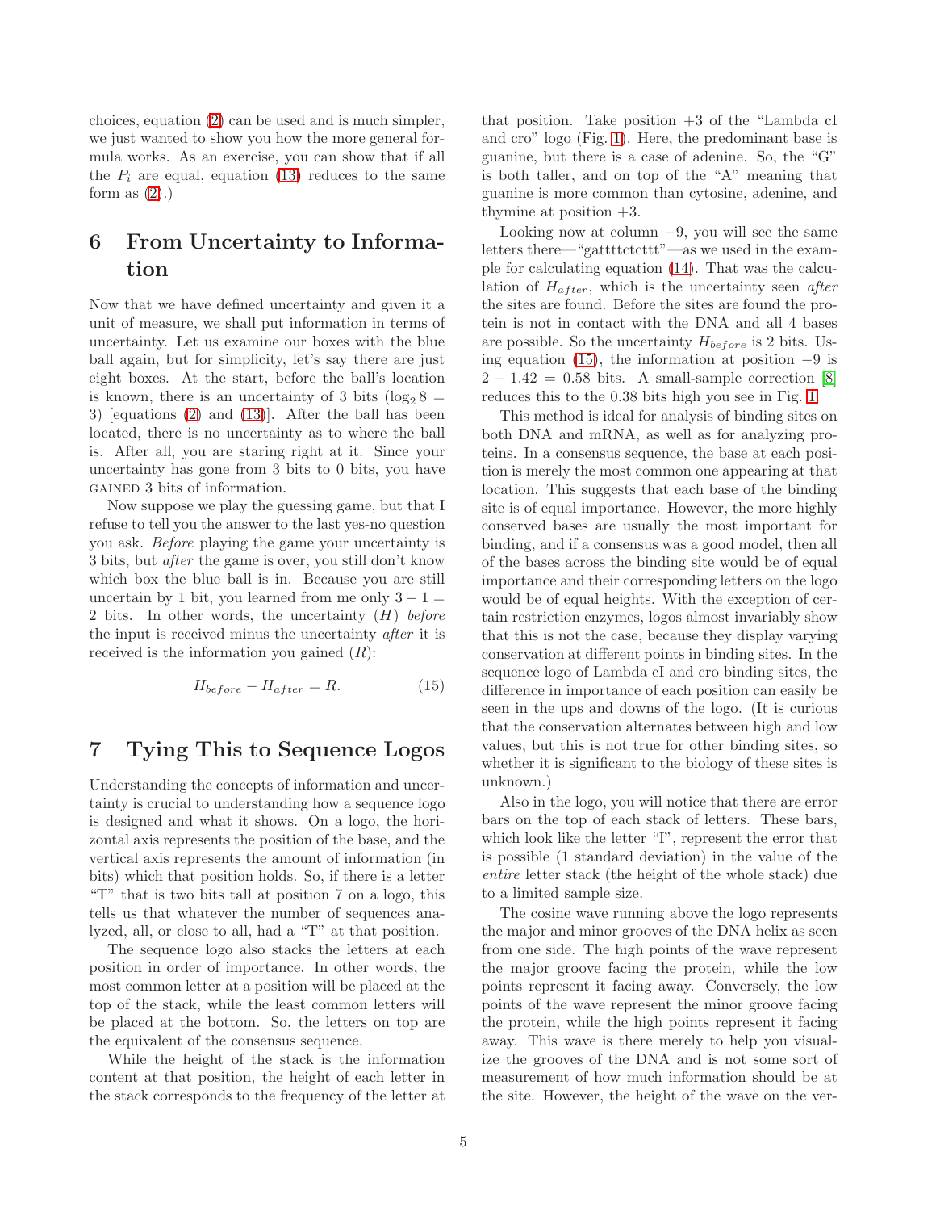choices, equation (2) can be used and is much simpler, we just wanted to show you how the more general formula works. As an exercise, you can show that if all the $P_i$ are equal, equation (13) reduces to the same form as (2).)

## 6 From Uncertainty to Information

Now that we have defined uncertainty and given it a unit of measure, we shall put information in terms of uncertainty. Let us examine our boxes with the blue ball again, but for simplicity, let's say there are just eight boxes. At the start, before the ball's location is known, there is an uncertainty of 3 bits ($\log_2 8 = 3$) [equations (2) and (13)]. After the ball has been located, there is no uncertainty as to where the ball is. After all, you are staring right at it. Since your uncertainty has gone from 3 bits to 0 bits, you have GAINED 3 bits of information.

Now suppose we play the guessing game, but that I refuse to tell you the answer to the last yes-no question you ask. *Before* playing the game your uncertainty is 3 bits, but *after* the game is over, you still don't know which box the blue ball is in. Because you are still uncertain by 1 bit, you learned from me only $3 - 1 = 2$ bits. In other words, the uncertainty ($H$) *before* the input is received minus the uncertainty *after* it is received is the information you gained ($R$):

$$H_{before} - H_{after} = R. \tag{15}$$

## 7 Tying This to Sequence Logos

Understanding the concepts of information and uncertainty is crucial to understanding how a sequence logo is designed and what it shows. On a logo, the horizontal axis represents the position of the base, and the vertical axis represents the amount of information (in bits) which that position holds. So, if there is a letter "T" that is two bits tall at position 7 on a logo, this tells us that whatever the number of sequences analyzed, all, or close to all, had a "T" at that position.

The sequence logo also stacks the letters at each position in order of importance. In other words, the most common letter at a position will be placed at the top of the stack, while the least common letters will be placed at the bottom. So, the letters on top are the equivalent of the consensus sequence.

While the height of the stack is the information content at that position, the height of each letter in the stack corresponds to the frequency of the letter at that position. Take position +3 of the "Lambda cI and cro" logo (Fig. 1). Here, the predominant base is guanine, but there is a case of adenine. So, the "G" is both taller, and on top of the "A" meaning that guanine is more common than cytosine, adenine, and thymine at position +3.

Looking now at column −9, you will see the same letters there—"gattttctcttt"—as we used in the example for calculating equation (14). That was the calculation of $H_{after}$, which is the uncertainty seen *after* the sites are found. Before the sites are found the protein is not in contact with the DNA and all 4 bases are possible. So the uncertainty $H_{before}$ is 2 bits. Using equation (15), the information at position −9 is $2 - 1.42 = 0.58$ bits. A small-sample correction [8] reduces this to the 0.38 bits high you see in Fig. 1.

This method is ideal for analysis of binding sites on both DNA and mRNA, as well as for analyzing proteins. In a consensus sequence, the base at each position is merely the most common one appearing at that location. This suggests that each base of the binding site is of equal importance. However, the more highly conserved bases are usually the most important for binding, and if a consensus was a good model, then all of the bases across the binding site would be of equal importance and their corresponding letters on the logo would be of equal heights. With the exception of certain restriction enzymes, logos almost invariably show that this is not the case, because they display varying conservation at different points in binding sites. In the sequence logo of Lambda cI and cro binding sites, the difference in importance of each position can easily be seen in the ups and downs of the logo. (It is curious that the conservation alternates between high and low values, but this is not true for other binding sites, so whether it is significant to the biology of these sites is unknown.)

Also in the logo, you will notice that there are error bars on the top of each stack of letters. These bars, which look like the letter "I", represent the error that is possible (1 standard deviation) in the value of the *entire* letter stack (the height of the whole stack) due to a limited sample size.

The cosine wave running above the logo represents the major and minor grooves of the DNA helix as seen from one side. The high points of the wave represent the major groove facing the protein, while the low points represent it facing away. Conversely, the low points of the wave represent the minor groove facing the protein, while the high points represent it facing away. This wave is there merely to help you visualize the grooves of the DNA and is not some sort of measurement of how much information should be at the site. However, the height of the wave on the ver-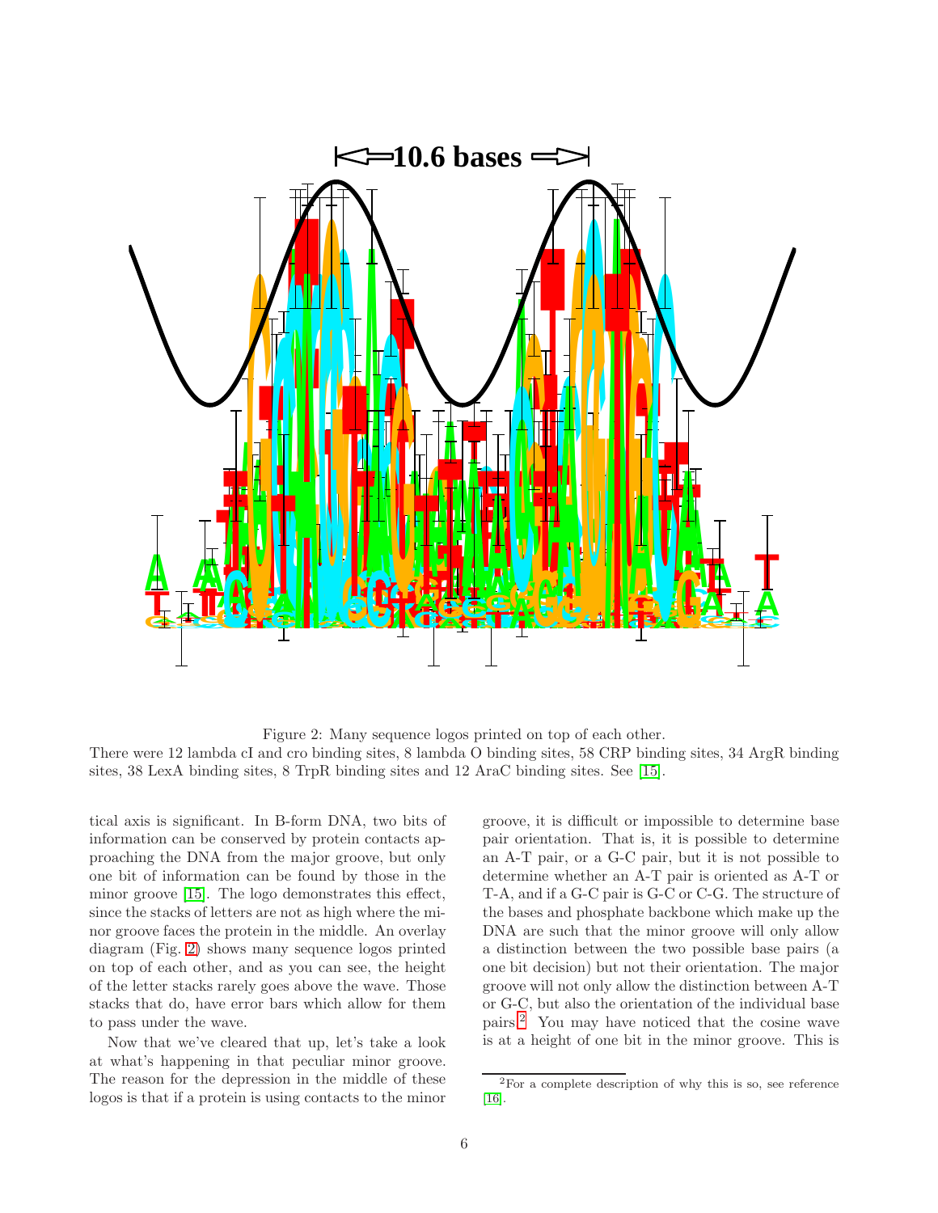Figure 2: Many sequence logos printed on top of each other.
There were 12 lambda cI and cro binding sites, 8 lambda O binding sites, 58 CRP binding sites, 34 ArgR binding sites, 38 LexA binding sites, 8 TrpR binding sites and 12 AraC binding sites. See [15].

tical axis is significant. In B-form DNA, two bits of information can be conserved by protein contacts approaching the DNA from the major groove, but only one bit of information can be found by those in the minor groove [15]. The logo demonstrates this effect, since the stacks of letters are not as high where the minor groove faces the protein in the middle. An overlay diagram (Fig. 2) shows many sequence logos printed on top of each other, and as you can see, the height of the letter stacks rarely goes above the wave. Those stacks that do, have error bars which allow for them to pass under the wave.

Now that we've cleared that up, let's take a look at what's happening in that peculiar minor groove. The reason for the depression in the middle of these logos is that if a protein is using contacts to the minor groove, it is difficult or impossible to determine base pair orientation. That is, it is possible to determine an A-T pair, or a G-C pair, but it is not possible to determine whether an A-T pair is oriented as A-T or T-A, and if a G-C pair is G-C or C-G. The structure of the bases and phosphate backbone which make up the DNA are such that the minor groove will only allow a distinction between the two possible base pairs (a one bit decision) but not their orientation. The major groove will not only allow the distinction between A-T or G-C, but also the orientation of the individual base pairs.[2] You may have noticed that the cosine wave is at a height of one bit in the minor groove. This is

[2] For a complete description of why this is so, see reference [16].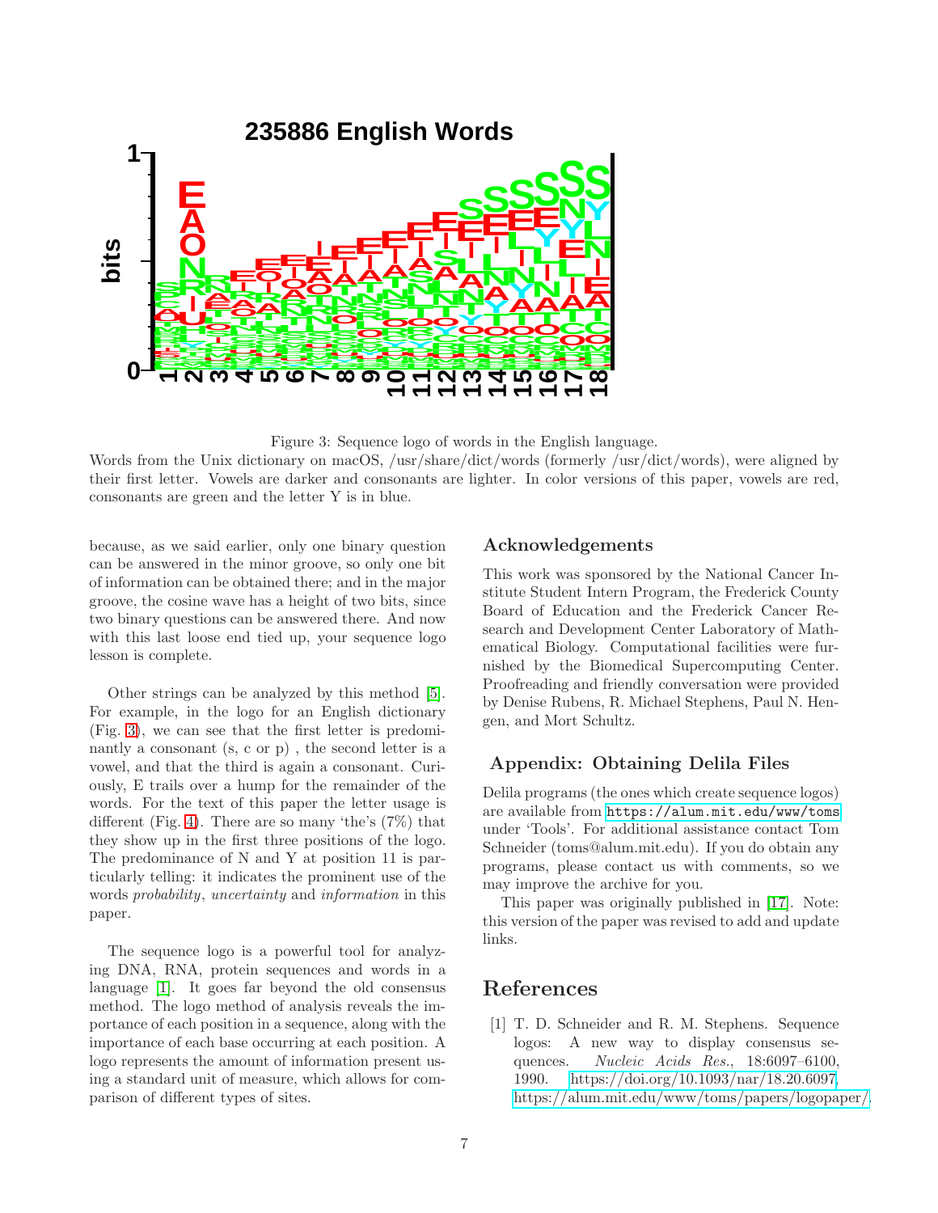Figure 3: Sequence logo of words in the English language.
Words from the Unix dictionary on macOS, /usr/share/dict/words (formerly /usr/dict/words), were aligned by their first letter. Vowels are darker and consonants are lighter. In color versions of this paper, vowels are red, consonants are green and the letter Y is in blue.

because, as we said earlier, only one binary question can be answered in the minor groove, so only one bit of information can be obtained there; and in the major groove, the cosine wave has a height of two bits, since two binary questions can be answered there. And now with this last loose end tied up, your sequence logo lesson is complete.

Other strings can be analyzed by this method [5]. For example, in the logo for an English dictionary (Fig. 3), we can see that the first letter is predominantly a consonant (s, c or p) , the second letter is a vowel, and that the third is again a consonant. Curiously, E trails over a hump for the remainder of the words. For the text of this paper the letter usage is different (Fig. 4). There are so many 'the's (7%) that they show up in the first three positions of the logo. The predominance of N and Y at position 11 is particularly telling: it indicates the prominent use of the words *probability*, *uncertainty* and *information* in this paper.

The sequence logo is a powerful tool for analyzing DNA, RNA, protein sequences and words in a language [1]. It goes far beyond the old consensus method. The logo method of analysis reveals the importance of each position in a sequence, along with the importance of each base occurring at each position. A logo represents the amount of information present using a standard unit of measure, which allows for comparison of different types of sites.

## Acknowledgements

This work was sponsored by the National Cancer Institute Student Intern Program, the Frederick County Board of Education and the Frederick Cancer Research and Development Center Laboratory of Mathematical Biology. Computational facilities were furnished by the Biomedical Supercomputing Center. Proofreading and friendly conversation were provided by Denise Rubens, R. Michael Stephens, Paul N. Hengen, and Mort Schultz.

## Appendix: Obtaining Delila Files

Delila programs (the ones which create sequence logos) are available from `https://alum.mit.edu/www/toms` under 'Tools'. For additional assistance contact Tom Schneider (toms@alum.mit.edu). If you do obtain any programs, please contact us with comments, so we may improve the archive for you.

This paper was originally published in [17]. Note: this version of the paper was revised to add and update links.

# References

[1] T. D. Schneider and R. M. Stephens. Sequence logos: A new way to display consensus sequences. *Nucleic Acids Res.*, 18:6097–6100, 1990. https://doi.org/10.1093/nar/18.20.6097, https://alum.mit.edu/www/toms/papers/logopaper/.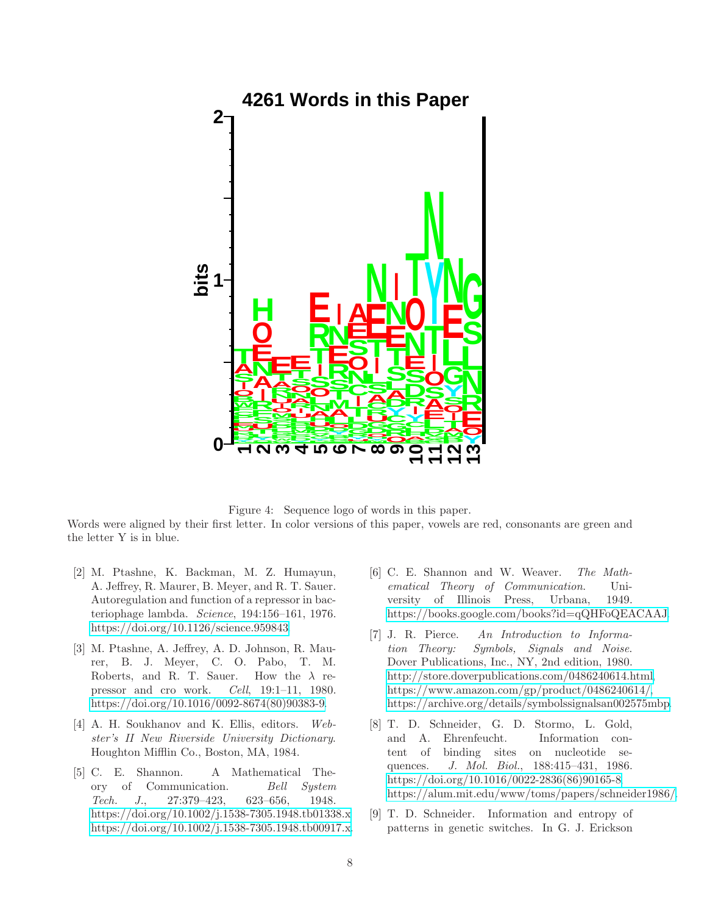Figure 4: Sequence logo of words in this paper.
Words were aligned by their first letter. In color versions of this paper, vowels are red, consonants are green and the letter Y is in blue.

[2] M. Ptashne, K. Backman, M. Z. Humayun, A. Jeffrey, R. Maurer, B. Meyer, and R. T. Sauer. Autoregulation and function of a repressor in bacteriophage lambda. *Science*, 194:156–161, 1976. https://doi.org/10.1126/science.959843.

[3] M. Ptashne, A. Jeffrey, A. D. Johnson, R. Maurer, B. J. Meyer, C. O. Pabo, T. M. Roberts, and R. T. Sauer. How the $\lambda$ repressor and cro work. *Cell*, 19:1–11, 1980. https://doi.org/10.1016/0092-8674(80)90383-9.

[4] A. H. Soukhanov and K. Ellis, editors. *Webster's II New Riverside University Dictionary*. Houghton Mifflin Co., Boston, MA, 1984.

[5] C. E. Shannon. A Mathematical Theory of Communication. *Bell System Tech. J.*, 27:379–423, 623–656, 1948. https://doi.org/10.1002/j.1538-7305.1948.tb01338.x https://doi.org/10.1002/j.1538-7305.1948.tb00917.x.

[6] C. E. Shannon and W. Weaver. *The Mathematical Theory of Communication*. University of Illinois Press, Urbana, 1949. https://books.google.com/books?id=qQHFoQEACAAJ.

[7] J. R. Pierce. *An Introduction to Information Theory: Symbols, Signals and Noise*. Dover Publications, Inc., NY, 2nd edition, 1980. http://store.doverpublications.com/0486240614.html, https://www.amazon.com/gp/product/0486240614/, https://archive.org/details/symbolssignalsan002575mbp.

[8] T. D. Schneider, G. D. Stormo, L. Gold, and A. Ehrenfeucht. Information content of binding sites on nucleotide sequences. *J. Mol. Biol.*, 188:415–431, 1986. https://doi.org/10.1016/0022-2836(86)90165-8, https://alum.mit.edu/www/toms/papers/schneider1986/.

[9] T. D. Schneider. Information and entropy of patterns in genetic switches. In G. J. Erickson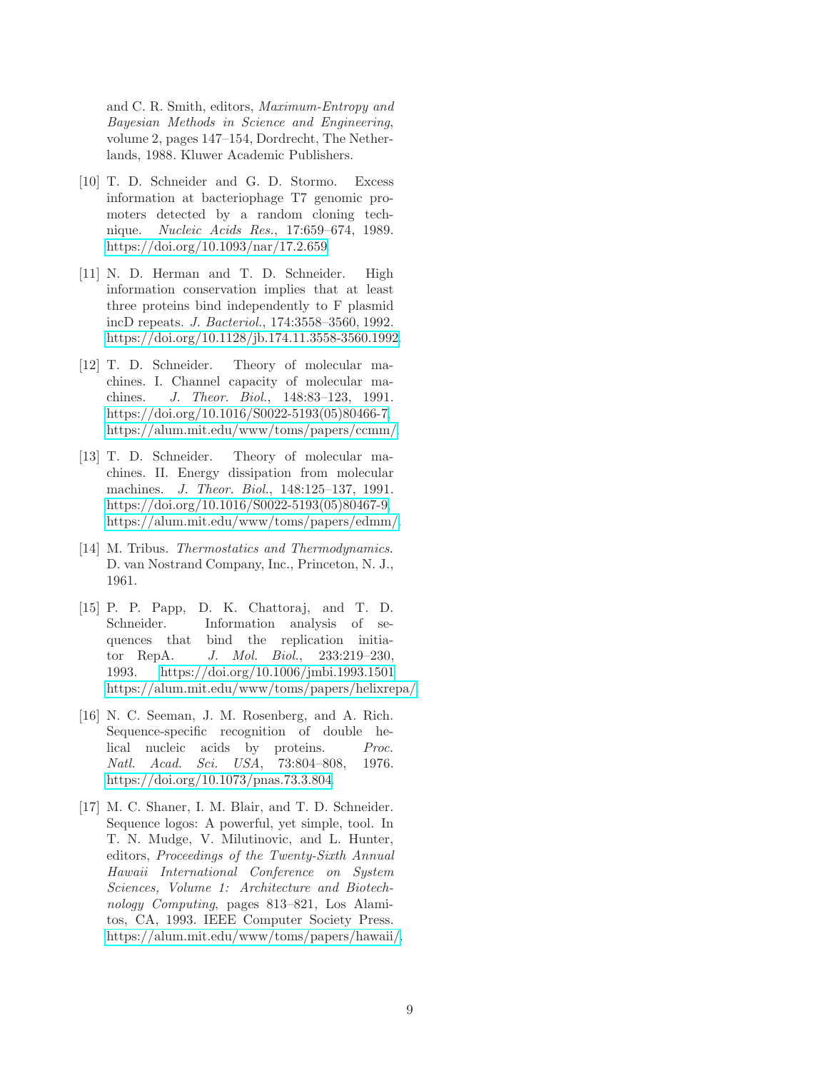and C. R. Smith, editors, *Maximum-Entropy and Bayesian Methods in Science and Engineering*, volume 2, pages 147–154, Dordrecht, The Netherlands, 1988. Kluwer Academic Publishers.

[10] T. D. Schneider and G. D. Stormo. Excess information at bacteriophage T7 genomic promoters detected by a random cloning technique. *Nucleic Acids Res.*, 17:659–674, 1989. https://doi.org/10.1093/nar/17.2.659.

[11] N. D. Herman and T. D. Schneider. High information conservation implies that at least three proteins bind independently to F plasmid incD repeats. *J. Bacteriol.*, 174:3558–3560, 1992. https://doi.org/10.1128/jb.174.11.3558-3560.1992.

[12] T. D. Schneider. Theory of molecular machines. I. Channel capacity of molecular machines. *J. Theor. Biol.*, 148:83–123, 1991. https://doi.org/10.1016/S0022-5193(05)80466-7, https://alum.mit.edu/www/toms/papers/ccmm/.

[13] T. D. Schneider. Theory of molecular machines. II. Energy dissipation from molecular machines. *J. Theor. Biol.*, 148:125–137, 1991. https://doi.org/10.1016/S0022-5193(05)80467-9, https://alum.mit.edu/www/toms/papers/edmm/.

[14] M. Tribus. *Thermostatics and Thermodynamics*. D. van Nostrand Company, Inc., Princeton, N. J., 1961.

[15] P. P. Papp, D. K. Chattoraj, and T. D. Schneider. Information analysis of sequences that bind the replication initiator RepA. *J. Mol. Biol.*, 233:219–230, 1993. https://doi.org/10.1006/jmbi.1993.1501 https://alum.mit.edu/www/toms/papers/helixrepa/.

[16] N. C. Seeman, J. M. Rosenberg, and A. Rich. Sequence-specific recognition of double helical nucleic acids by proteins. *Proc. Natl. Acad. Sci. USA*, 73:804–808, 1976. https://doi.org/10.1073/pnas.73.3.804.

[17] M. C. Shaner, I. M. Blair, and T. D. Schneider. Sequence logos: A powerful, yet simple, tool. In T. N. Mudge, V. Milutinovic, and L. Hunter, editors, *Proceedings of the Twenty-Sixth Annual Hawaii International Conference on System Sciences, Volume 1: Architecture and Biotechnology Computing*, pages 813–821, Los Alamitos, CA, 1993. IEEE Computer Society Press. https://alum.mit.edu/www/toms/papers/hawaii/.